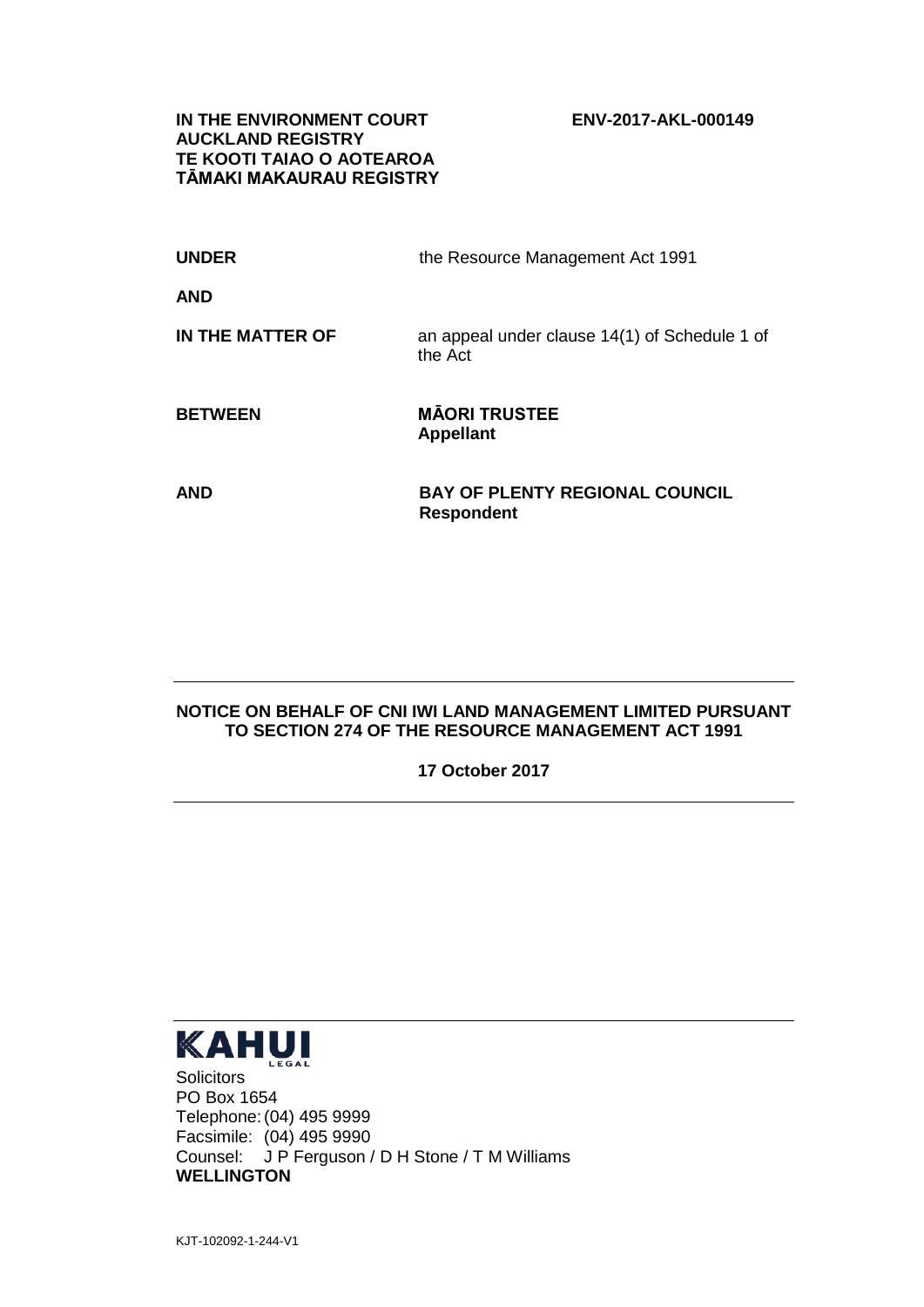**IN THE ENVIRONMENT COURT**
**AUCKLAND REGISTRY**
**TE KOOTI TAIAO O AOTEAROA**
**TĀMAKI MAKAURAU REGISTRY**

**ENV-2017-AKL-000149**

| | |
|---|---|
| **UNDER** | the Resource Management Act 1991 |
| **AND** | |
| **IN THE MATTER OF** | an appeal under clause 14(1) of Schedule 1 of the Act |
| **BETWEEN** | **MĀORI TRUSTEE** **Appellant** |
| **AND** | **BAY OF PLENTY REGIONAL COUNCIL** **Respondent** |

---

**NOTICE ON BEHALF OF CNI IWI LAND MANAGEMENT LIMITED PURSUANT TO SECTION 274 OF THE RESOURCE MANAGEMENT ACT 1991**

**17 October 2017**

---

**KAHUI** LEGAL

Solicitors
PO Box 1654
Telephone: (04) 495 9999
Facsimile: (04) 495 9990
Counsel: J P Ferguson / D H Stone / T M Williams
**WELLINGTON**

KJT-102092-1-244-V1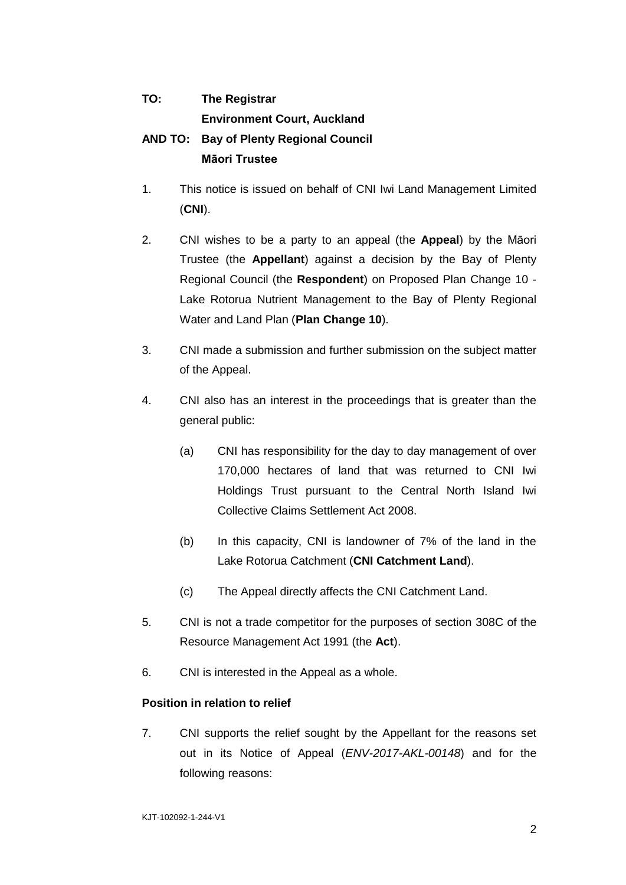**TO: The Registrar**
**Environment Court, Auckland**

**AND TO: Bay of Plenty Regional Council**
**Māori Trustee**

1. This notice is issued on behalf of CNI Iwi Land Management Limited (**CNI**).

2. CNI wishes to be a party to an appeal (the **Appeal**) by the Māori Trustee (the **Appellant**) against a decision by the Bay of Plenty Regional Council (the **Respondent**) on Proposed Plan Change 10 - Lake Rotorua Nutrient Management to the Bay of Plenty Regional Water and Land Plan (**Plan Change 10**).

3. CNI made a submission and further submission on the subject matter of the Appeal.

4. CNI also has an interest in the proceedings that is greater than the general public:

   (a) CNI has responsibility for the day to day management of over 170,000 hectares of land that was returned to CNI Iwi Holdings Trust pursuant to the Central North Island Iwi Collective Claims Settlement Act 2008.

   (b) In this capacity, CNI is landowner of 7% of the land in the Lake Rotorua Catchment (**CNI Catchment Land**).

   (c) The Appeal directly affects the CNI Catchment Land.

5. CNI is not a trade competitor for the purposes of section 308C of the Resource Management Act 1991 (the **Act**).

6. CNI is interested in the Appeal as a whole.

**Position in relation to relief**

7. CNI supports the relief sought by the Appellant for the reasons set out in its Notice of Appeal (*ENV-2017-AKL-00148*) and for the following reasons:

KJT-102092-1-244-V1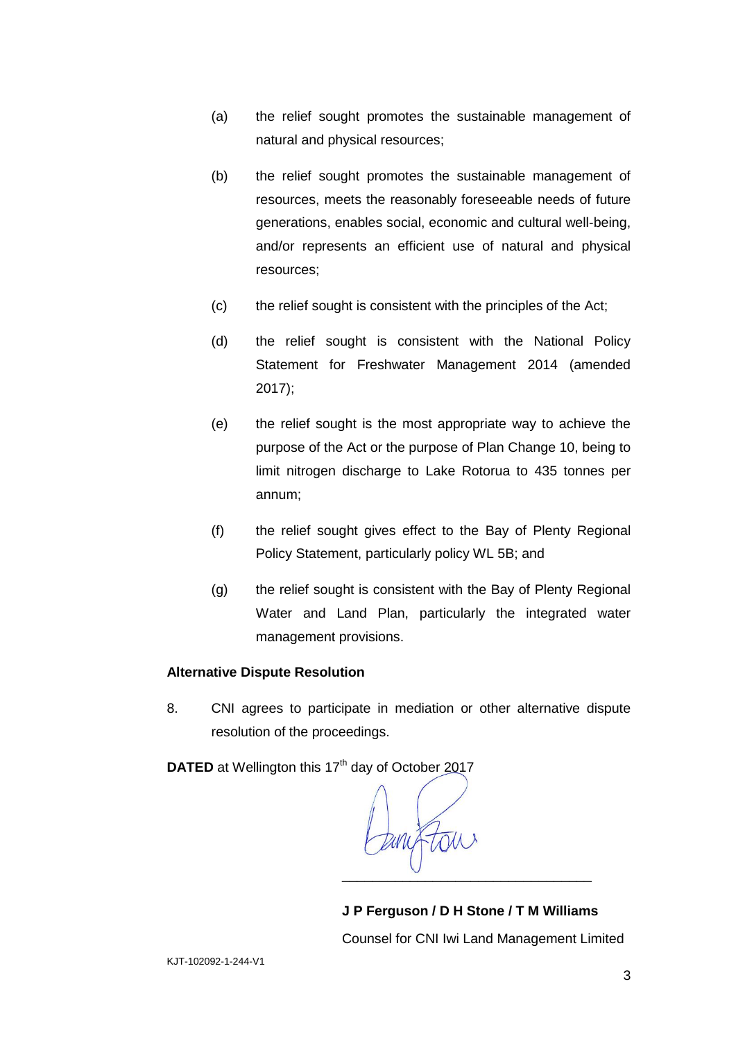(a) the relief sought promotes the sustainable management of natural and physical resources;

(b) the relief sought promotes the sustainable management of resources, meets the reasonably foreseeable needs of future generations, enables social, economic and cultural well-being, and/or represents an efficient use of natural and physical resources;

(c) the relief sought is consistent with the principles of the Act;

(d) the relief sought is consistent with the National Policy Statement for Freshwater Management 2014 (amended 2017);

(e) the relief sought is the most appropriate way to achieve the purpose of the Act or the purpose of Plan Change 10, being to limit nitrogen discharge to Lake Rotorua to 435 tonnes per annum;

(f) the relief sought gives effect to the Bay of Plenty Regional Policy Statement, particularly policy WL 5B; and

(g) the relief sought is consistent with the Bay of Plenty Regional Water and Land Plan, particularly the integrated water management provisions.

**Alternative Dispute Resolution**

8. CNI agrees to participate in mediation or other alternative dispute resolution of the proceedings.

**DATED** at Wellington this 17th day of October 2017

\_\_\_\_\_\_\_\_\_\_\_\_\_\_\_\_\_\_\_\_\_\_\_\_\_\_\_\_\_\_\_\_

**J P Ferguson / D H Stone / T M Williams**

Counsel for CNI Iwi Land Management Limited

KJT-102092-1-244-V1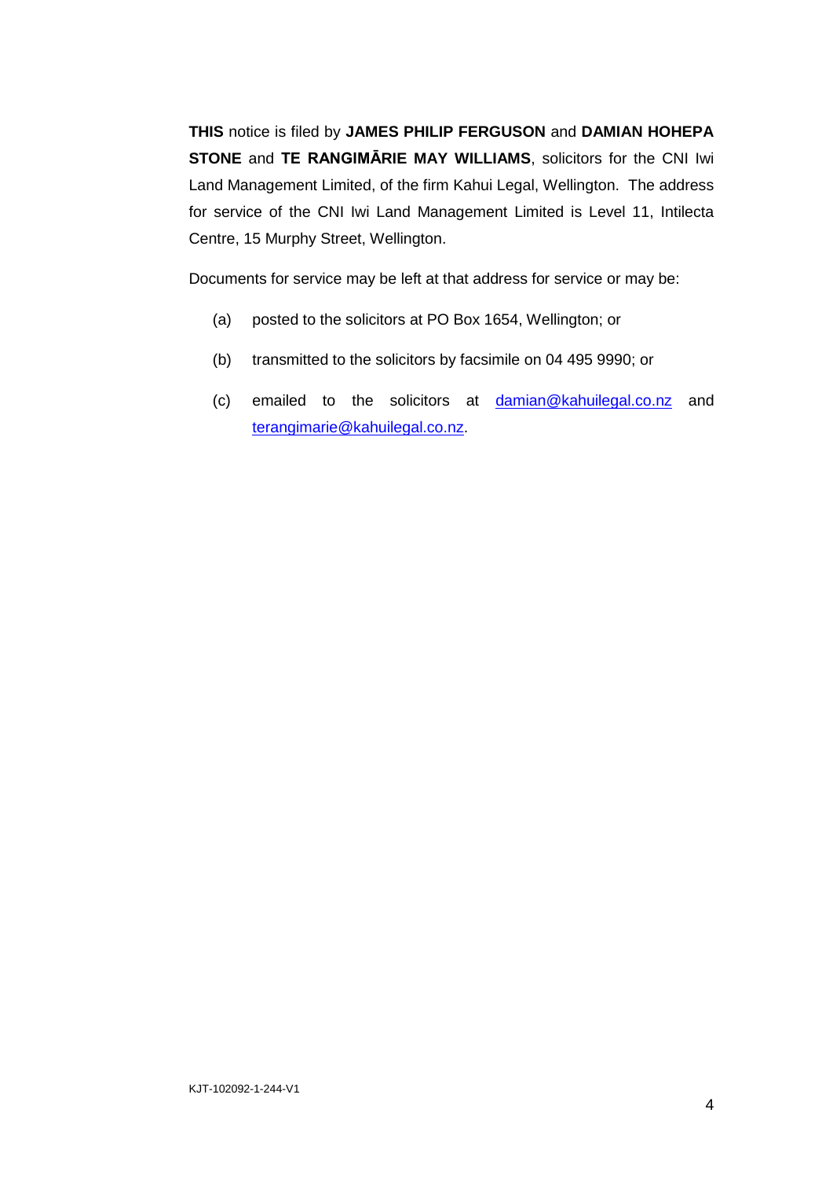**THIS** notice is filed by **JAMES PHILIP FERGUSON** and **DAMIAN HOHEPA STONE** and **TE RANGIMĀRIE MAY WILLIAMS**, solicitors for the CNI Iwi Land Management Limited, of the firm Kahui Legal, Wellington. The address for service of the CNI Iwi Land Management Limited is Level 11, Intilecta Centre, 15 Murphy Street, Wellington.

Documents for service may be left at that address for service or may be:

(a) posted to the solicitors at PO Box 1654, Wellington; or

(b) transmitted to the solicitors by facsimile on 04 495 9990; or

(c) emailed to the solicitors at damian@kahuilegal.co.nz and terangimarie@kahuilegal.co.nz.

KJT-102092-1-244-V1